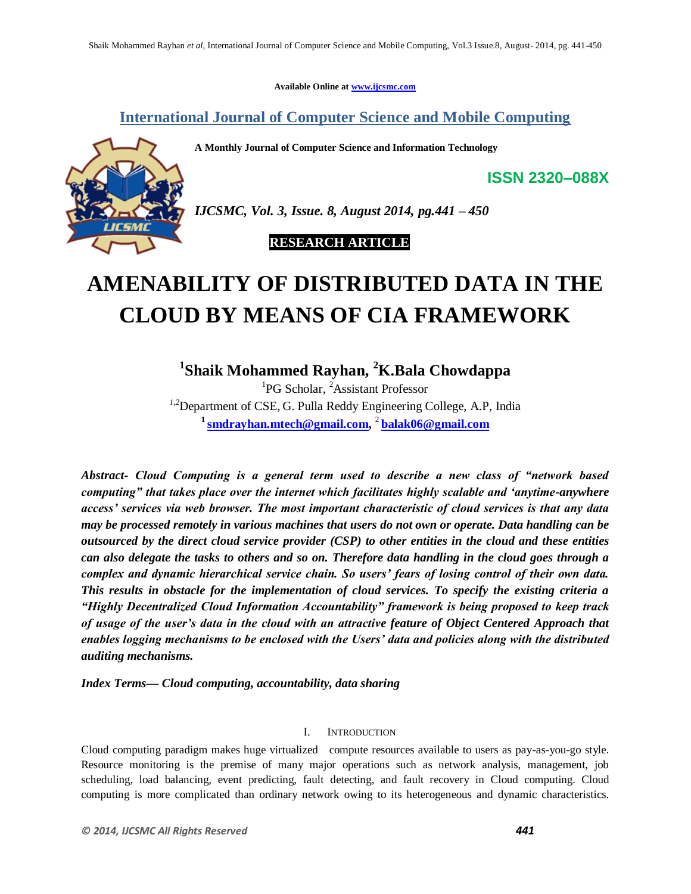Available Online at www.ijcsmc.com

## International Journal of Computer Science and Mobile Computing

**A Monthly Journal of Computer Science and Information Technology**

**ISSN 2320–088X**

*IJCSMC, Vol. 3, Issue. 8, August 2014, pg.441 – 450*

**RESEARCH ARTICLE**

# AMENABILITY OF DISTRIBUTED DATA IN THE CLOUD BY MEANS OF CIA FRAMEWORK

**[1]Shaik Mohammed Rayhan, [2]K.Bala Chowdappa**

[1]PG Scholar, [2]Assistant Professor

[1,2]Department of CSE, G. Pulla Reddy Engineering College, A.P, India

[1] smdrayhan.mtech@gmail.com, [2] balak06@gmail.com

***Abstract- Cloud Computing is a general term used to describe a new class of "network based computing" that takes place over the internet which facilitates highly scalable and 'anytime-anywhere access' services via web browser. The most important characteristic of cloud services is that any data may be processed remotely in various machines that users do not own or operate. Data handling can be outsourced by the direct cloud service provider (CSP) to other entities in the cloud and these entities can also delegate the tasks to others and so on. Therefore data handling in the cloud goes through a complex and dynamic hierarchical service chain. So users' fears of losing control of their own data. This results in obstacle for the implementation of cloud services. To specify the existing criteria a "Highly Decentralized Cloud Information Accountability" framework is being proposed to keep track of usage of the user's data in the cloud with an attractive feature of Object Centered Approach that enables logging mechanisms to be enclosed with the Users' data and policies along with the distributed auditing mechanisms.***

***Index Terms— Cloud computing, accountability, data sharing***

## I. Introduction

Cloud computing paradigm makes huge virtualized compute resources available to users as pay-as-you-go style. Resource monitoring is the premise of many major operations such as network analysis, management, job scheduling, load balancing, event predicting, fault detecting, and fault recovery in Cloud computing. Cloud computing is more complicated than ordinary network owing to its heterogeneous and dynamic characteristics.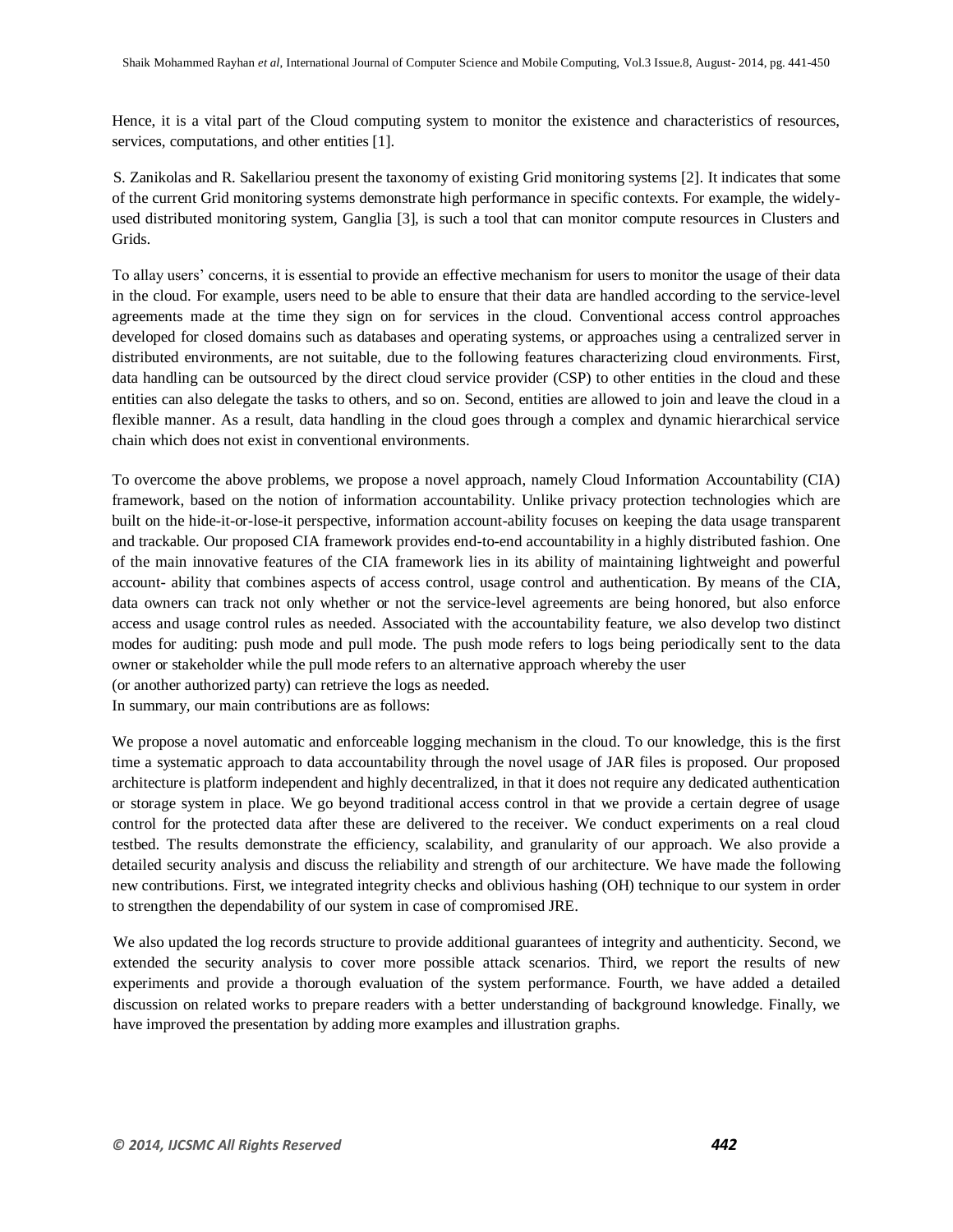Hence, it is a vital part of the Cloud computing system to monitor the existence and characteristics of resources, services, computations, and other entities [1].

S. Zanikolas and R. Sakellariou present the taxonomy of existing Grid monitoring systems [2]. It indicates that some of the current Grid monitoring systems demonstrate high performance in specific contexts. For example, the widely-used distributed monitoring system, Ganglia [3], is such a tool that can monitor compute resources in Clusters and Grids.

To allay users' concerns, it is essential to provide an effective mechanism for users to monitor the usage of their data in the cloud. For example, users need to be able to ensure that their data are handled according to the service-level agreements made at the time they sign on for services in the cloud. Conventional access control approaches developed for closed domains such as databases and operating systems, or approaches using a centralized server in distributed environments, are not suitable, due to the following features characterizing cloud environments. First, data handling can be outsourced by the direct cloud service provider (CSP) to other entities in the cloud and these entities can also delegate the tasks to others, and so on. Second, entities are allowed to join and leave the cloud in a flexible manner. As a result, data handling in the cloud goes through a complex and dynamic hierarchical service chain which does not exist in conventional environments.

To overcome the above problems, we propose a novel approach, namely Cloud Information Accountability (CIA) framework, based on the notion of information accountability. Unlike privacy protection technologies which are built on the hide-it-or-lose-it perspective, information account-ability focuses on keeping the data usage transparent and trackable. Our proposed CIA framework provides end-to-end accountability in a highly distributed fashion. One of the main innovative features of the CIA framework lies in its ability of maintaining lightweight and powerful account- ability that combines aspects of access control, usage control and authentication. By means of the CIA, data owners can track not only whether or not the service-level agreements are being honored, but also enforce access and usage control rules as needed. Associated with the accountability feature, we also develop two distinct modes for auditing: push mode and pull mode. The push mode refers to logs being periodically sent to the data owner or stakeholder while the pull mode refers to an alternative approach whereby the user
(or another authorized party) can retrieve the logs as needed.
In summary, our main contributions are as follows:

We propose a novel automatic and enforceable logging mechanism in the cloud. To our knowledge, this is the first time a systematic approach to data accountability through the novel usage of JAR files is proposed. Our proposed architecture is platform independent and highly decentralized, in that it does not require any dedicated authentication or storage system in place. We go beyond traditional access control in that we provide a certain degree of usage control for the protected data after these are delivered to the receiver. We conduct experiments on a real cloud testbed. The results demonstrate the efficiency, scalability, and granularity of our approach. We also provide a detailed security analysis and discuss the reliability and strength of our architecture. We have made the following new contributions. First, we integrated integrity checks and oblivious hashing (OH) technique to our system in order to strengthen the dependability of our system in case of compromised JRE.

We also updated the log records structure to provide additional guarantees of integrity and authenticity. Second, we extended the security analysis to cover more possible attack scenarios. Third, we report the results of new experiments and provide a thorough evaluation of the system performance. Fourth, we have added a detailed discussion on related works to prepare readers with a better understanding of background knowledge. Finally, we have improved the presentation by adding more examples and illustration graphs.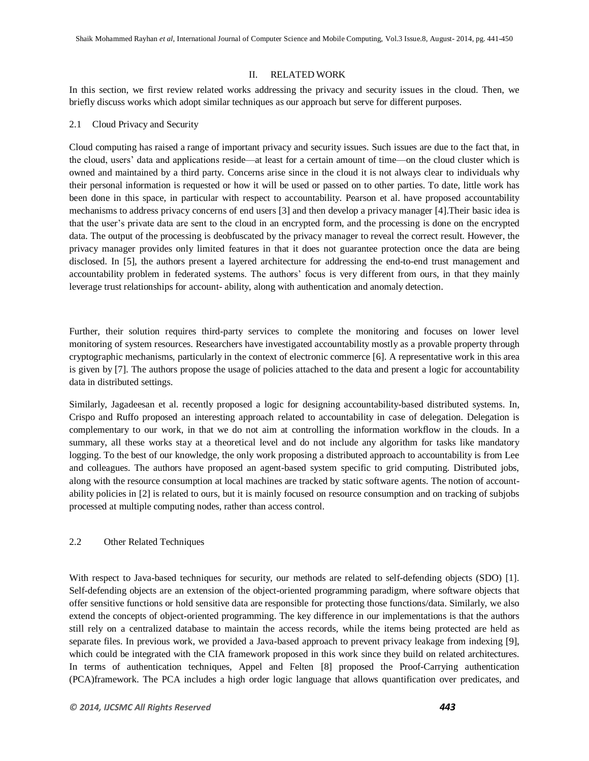## II. RELATED WORK

In this section, we first review related works addressing the privacy and security issues in the cloud. Then, we briefly discuss works which adopt similar techniques as our approach but serve for different purposes.

### 2.1 Cloud Privacy and Security

Cloud computing has raised a range of important privacy and security issues. Such issues are due to the fact that, in the cloud, users' data and applications reside—at least for a certain amount of time—on the cloud cluster which is owned and maintained by a third party. Concerns arise since in the cloud it is not always clear to individuals why their personal information is requested or how it will be used or passed on to other parties. To date, little work has been done in this space, in particular with respect to accountability. Pearson et al. have proposed accountability mechanisms to address privacy concerns of end users [3] and then develop a privacy manager [4].Their basic idea is that the user's private data are sent to the cloud in an encrypted form, and the processing is done on the encrypted data. The output of the processing is deobfuscated by the privacy manager to reveal the correct result. However, the privacy manager provides only limited features in that it does not guarantee protection once the data are being disclosed. In [5], the authors present a layered architecture for addressing the end-to-end trust management and accountability problem in federated systems. The authors' focus is very different from ours, in that they mainly leverage trust relationships for account- ability, along with authentication and anomaly detection.

Further, their solution requires third-party services to complete the monitoring and focuses on lower level monitoring of system resources. Researchers have investigated accountability mostly as a provable property through cryptographic mechanisms, particularly in the context of electronic commerce [6]. A representative work in this area is given by [7]. The authors propose the usage of policies attached to the data and present a logic for accountability data in distributed settings.

Similarly, Jagadeesan et al. recently proposed a logic for designing accountability-based distributed systems. In, Crispo and Ruffo proposed an interesting approach related to accountability in case of delegation. Delegation is complementary to our work, in that we do not aim at controlling the information workflow in the clouds. In a summary, all these works stay at a theoretical level and do not include any algorithm for tasks like mandatory logging. To the best of our knowledge, the only work proposing a distributed approach to accountability is from Lee and colleagues. The authors have proposed an agent-based system specific to grid computing. Distributed jobs, along with the resource consumption at local machines are tracked by static software agents. The notion of account-ability policies in [2] is related to ours, but it is mainly focused on resource consumption and on tracking of subjobs processed at multiple computing nodes, rather than access control.

### 2.2 Other Related Techniques

With respect to Java-based techniques for security, our methods are related to self-defending objects (SDO) [1]. Self-defending objects are an extension of the object-oriented programming paradigm, where software objects that offer sensitive functions or hold sensitive data are responsible for protecting those functions/data. Similarly, we also extend the concepts of object-oriented programming. The key difference in our implementations is that the authors still rely on a centralized database to maintain the access records, while the items being protected are held as separate files. In previous work, we provided a Java-based approach to prevent privacy leakage from indexing [9], which could be integrated with the CIA framework proposed in this work since they build on related architectures. In terms of authentication techniques, Appel and Felten [8] proposed the Proof-Carrying authentication (PCA)framework. The PCA includes a high order logic language that allows quantification over predicates, and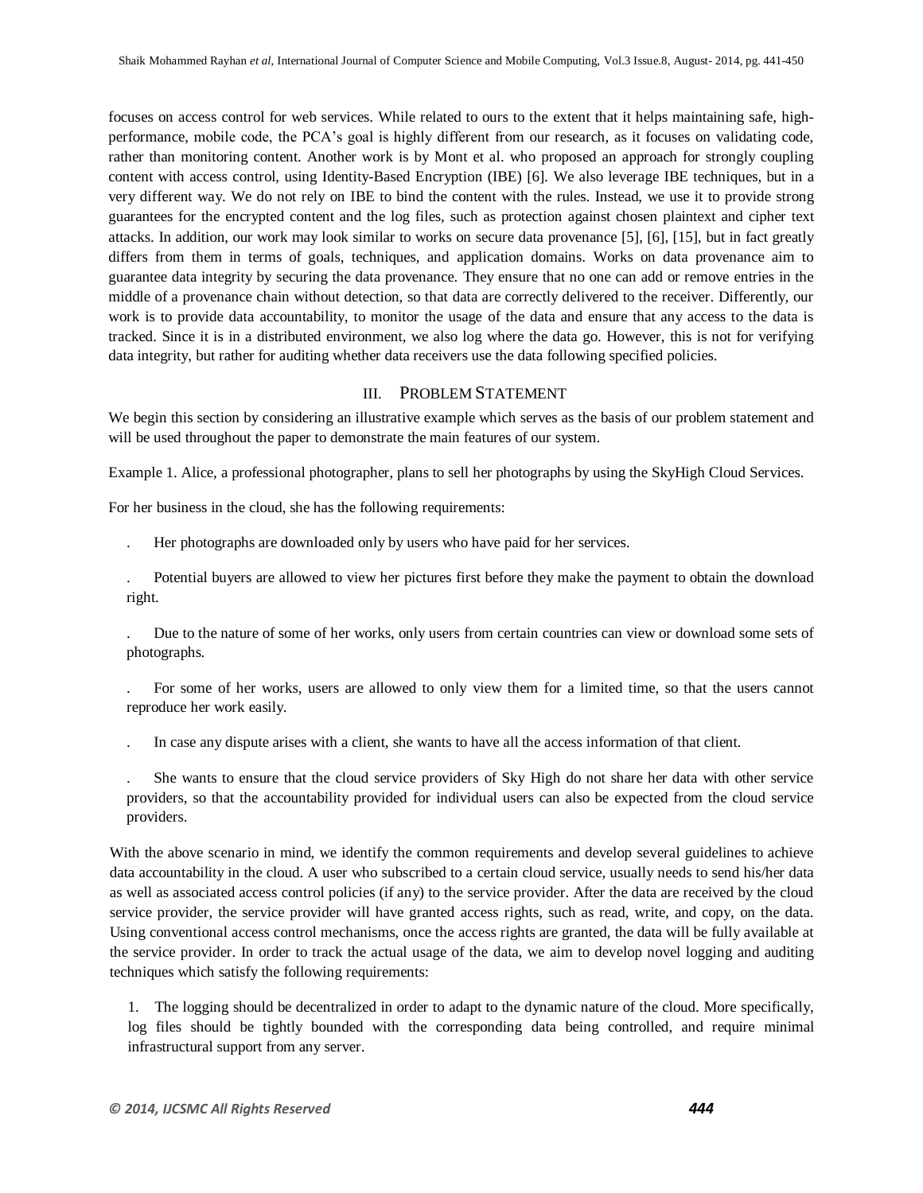focuses on access control for web services. While related to ours to the extent that it helps maintaining safe, high-performance, mobile code, the PCA's goal is highly different from our research, as it focuses on validating code, rather than monitoring content. Another work is by Mont et al. who proposed an approach for strongly coupling content with access control, using Identity-Based Encryption (IBE) [6]. We also leverage IBE techniques, but in a very different way. We do not rely on IBE to bind the content with the rules. Instead, we use it to provide strong guarantees for the encrypted content and the log files, such as protection against chosen plaintext and cipher text attacks. In addition, our work may look similar to works on secure data provenance [5], [6], [15], but in fact greatly differs from them in terms of goals, techniques, and application domains. Works on data provenance aim to guarantee data integrity by securing the data provenance. They ensure that no one can add or remove entries in the middle of a provenance chain without detection, so that data are correctly delivered to the receiver. Differently, our work is to provide data accountability, to monitor the usage of the data and ensure that any access to the data is tracked. Since it is in a distributed environment, we also log where the data go. However, this is not for verifying data integrity, but rather for auditing whether data receivers use the data following specified policies.

## III. PROBLEM STATEMENT

We begin this section by considering an illustrative example which serves as the basis of our problem statement and will be used throughout the paper to demonstrate the main features of our system.

Example 1. Alice, a professional photographer, plans to sell her photographs by using the SkyHigh Cloud Services.

For her business in the cloud, she has the following requirements:

- Her photographs are downloaded only by users who have paid for her services.
- Potential buyers are allowed to view her pictures first before they make the payment to obtain the download right.
- Due to the nature of some of her works, only users from certain countries can view or download some sets of photographs.
- For some of her works, users are allowed to only view them for a limited time, so that the users cannot reproduce her work easily.
- In case any dispute arises with a client, she wants to have all the access information of that client.
- She wants to ensure that the cloud service providers of Sky High do not share her data with other service providers, so that the accountability provided for individual users can also be expected from the cloud service providers.

With the above scenario in mind, we identify the common requirements and develop several guidelines to achieve data accountability in the cloud. A user who subscribed to a certain cloud service, usually needs to send his/her data as well as associated access control policies (if any) to the service provider. After the data are received by the cloud service provider, the service provider will have granted access rights, such as read, write, and copy, on the data. Using conventional access control mechanisms, once the access rights are granted, the data will be fully available at the service provider. In order to track the actual usage of the data, we aim to develop novel logging and auditing techniques which satisfy the following requirements:

1. The logging should be decentralized in order to adapt to the dynamic nature of the cloud. More specifically, log files should be tightly bounded with the corresponding data being controlled, and require minimal infrastructural support from any server.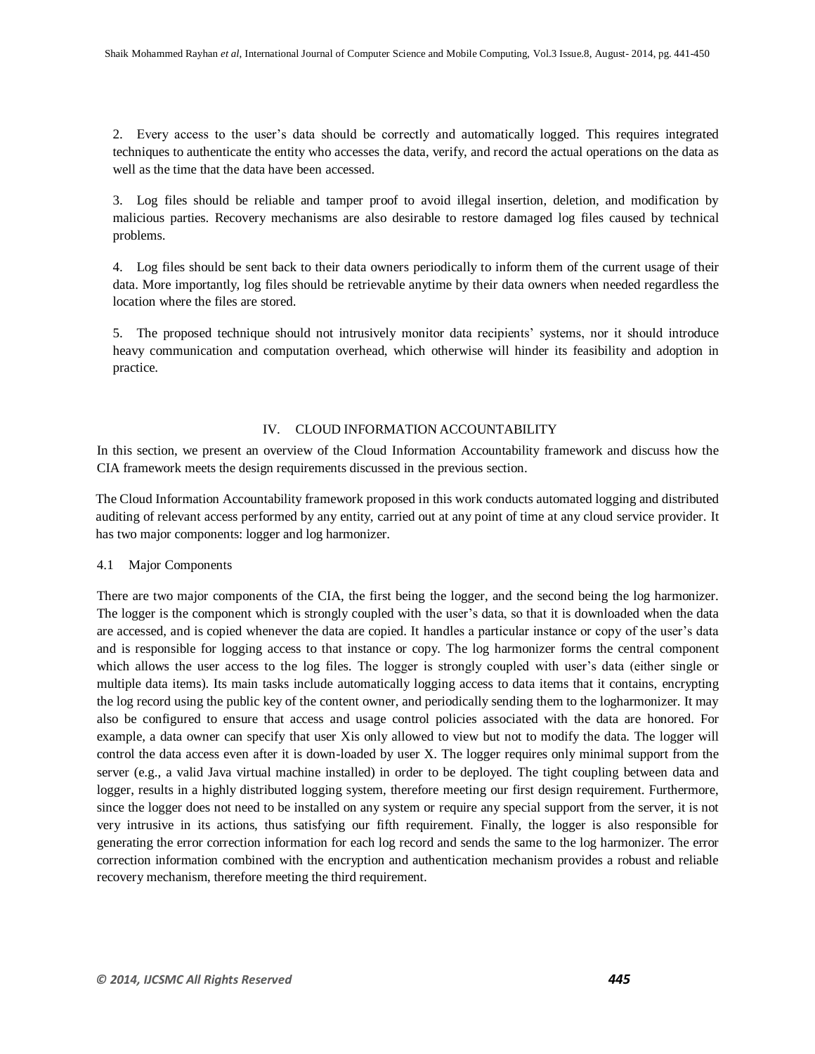2. Every access to the user's data should be correctly and automatically logged. This requires integrated techniques to authenticate the entity who accesses the data, verify, and record the actual operations on the data as well as the time that the data have been accessed.

3. Log files should be reliable and tamper proof to avoid illegal insertion, deletion, and modification by malicious parties. Recovery mechanisms are also desirable to restore damaged log files caused by technical problems.

4. Log files should be sent back to their data owners periodically to inform them of the current usage of their data. More importantly, log files should be retrievable anytime by their data owners when needed regardless the location where the files are stored.

5. The proposed technique should not intrusively monitor data recipients' systems, nor it should introduce heavy communication and computation overhead, which otherwise will hinder its feasibility and adoption in practice.

## IV. CLOUD INFORMATION ACCOUNTABILITY

In this section, we present an overview of the Cloud Information Accountability framework and discuss how the CIA framework meets the design requirements discussed in the previous section.

The Cloud Information Accountability framework proposed in this work conducts automated logging and distributed auditing of relevant access performed by any entity, carried out at any point of time at any cloud service provider. It has two major components: logger and log harmonizer.

### 4.1 Major Components

There are two major components of the CIA, the first being the logger, and the second being the log harmonizer. The logger is the component which is strongly coupled with the user's data, so that it is downloaded when the data are accessed, and is copied whenever the data are copied. It handles a particular instance or copy of the user's data and is responsible for logging access to that instance or copy. The log harmonizer forms the central component which allows the user access to the log files. The logger is strongly coupled with user's data (either single or multiple data items). Its main tasks include automatically logging access to data items that it contains, encrypting the log record using the public key of the content owner, and periodically sending them to the logharmonizer. It may also be configured to ensure that access and usage control policies associated with the data are honored. For example, a data owner can specify that user Xis only allowed to view but not to modify the data. The logger will control the data access even after it is down-loaded by user X. The logger requires only minimal support from the server (e.g., a valid Java virtual machine installed) in order to be deployed. The tight coupling between data and logger, results in a highly distributed logging system, therefore meeting our first design requirement. Furthermore, since the logger does not need to be installed on any system or require any special support from the server, it is not very intrusive in its actions, thus satisfying our fifth requirement. Finally, the logger is also responsible for generating the error correction information for each log record and sends the same to the log harmonizer. The error correction information combined with the encryption and authentication mechanism provides a robust and reliable recovery mechanism, therefore meeting the third requirement.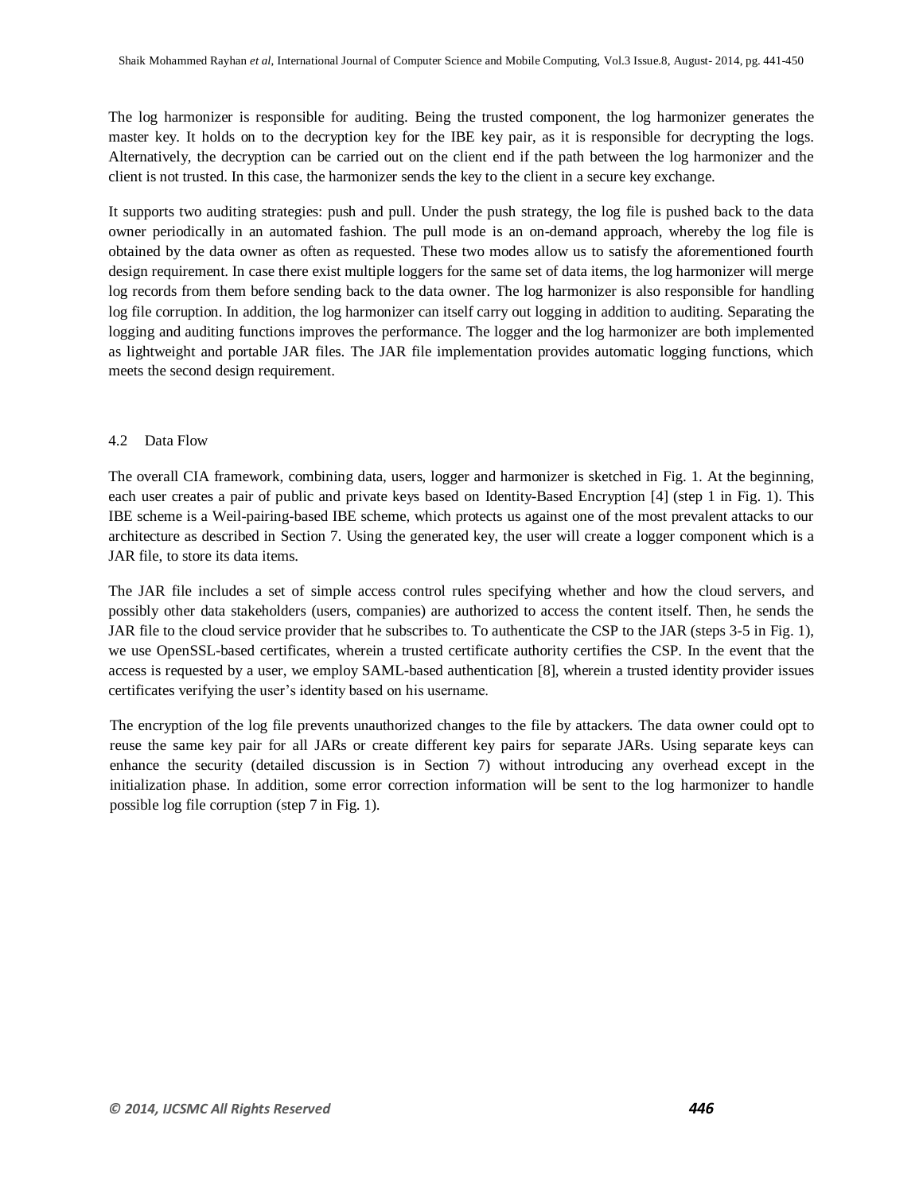The log harmonizer is responsible for auditing. Being the trusted component, the log harmonizer generates the master key. It holds on to the decryption key for the IBE key pair, as it is responsible for decrypting the logs. Alternatively, the decryption can be carried out on the client end if the path between the log harmonizer and the client is not trusted. In this case, the harmonizer sends the key to the client in a secure key exchange.

It supports two auditing strategies: push and pull. Under the push strategy, the log file is pushed back to the data owner periodically in an automated fashion. The pull mode is an on-demand approach, whereby the log file is obtained by the data owner as often as requested. These two modes allow us to satisfy the aforementioned fourth design requirement. In case there exist multiple loggers for the same set of data items, the log harmonizer will merge log records from them before sending back to the data owner. The log harmonizer is also responsible for handling log file corruption. In addition, the log harmonizer can itself carry out logging in addition to auditing. Separating the logging and auditing functions improves the performance. The logger and the log harmonizer are both implemented as lightweight and portable JAR files. The JAR file implementation provides automatic logging functions, which meets the second design requirement.

### 4.2 Data Flow

The overall CIA framework, combining data, users, logger and harmonizer is sketched in Fig. 1. At the beginning, each user creates a pair of public and private keys based on Identity-Based Encryption [4] (step 1 in Fig. 1). This IBE scheme is a Weil-pairing-based IBE scheme, which protects us against one of the most prevalent attacks to our architecture as described in Section 7. Using the generated key, the user will create a logger component which is a JAR file, to store its data items.

The JAR file includes a set of simple access control rules specifying whether and how the cloud servers, and possibly other data stakeholders (users, companies) are authorized to access the content itself. Then, he sends the JAR file to the cloud service provider that he subscribes to. To authenticate the CSP to the JAR (steps 3-5 in Fig. 1), we use OpenSSL-based certificates, wherein a trusted certificate authority certifies the CSP. In the event that the access is requested by a user, we employ SAML-based authentication [8], wherein a trusted identity provider issues certificates verifying the user's identity based on his username.

The encryption of the log file prevents unauthorized changes to the file by attackers. The data owner could opt to reuse the same key pair for all JARs or create different key pairs for separate JARs. Using separate keys can enhance the security (detailed discussion is in Section 7) without introducing any overhead except in the initialization phase. In addition, some error correction information will be sent to the log harmonizer to handle possible log file corruption (step 7 in Fig. 1).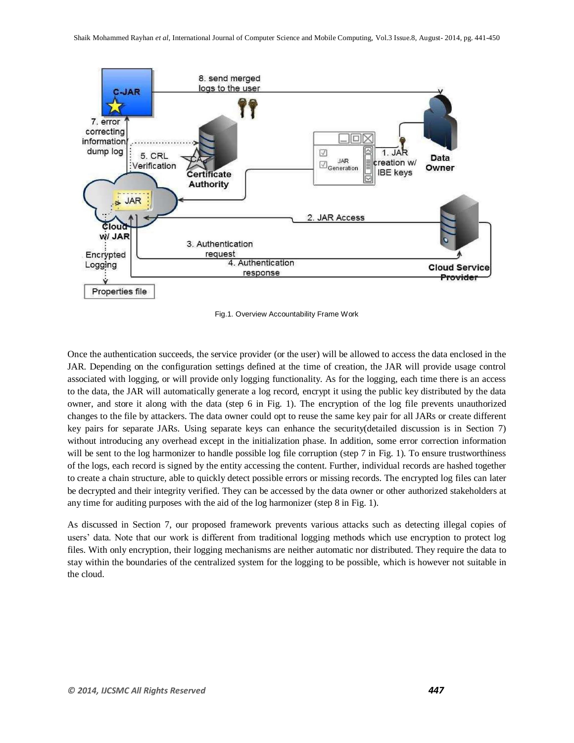Fig.1. Overview Accountability Frame Work

Once the authentication succeeds, the service provider (or the user) will be allowed to access the data enclosed in the JAR. Depending on the configuration settings defined at the time of creation, the JAR will provide usage control associated with logging, or will provide only logging functionality. As for the logging, each time there is an access to the data, the JAR will automatically generate a log record, encrypt it using the public key distributed by the data owner, and store it along with the data (step 6 in Fig. 1). The encryption of the log file prevents unauthorized changes to the file by attackers. The data owner could opt to reuse the same key pair for all JARs or create different key pairs for separate JARs. Using separate keys can enhance the security(detailed discussion is in Section 7) without introducing any overhead except in the initialization phase. In addition, some error correction information will be sent to the log harmonizer to handle possible log file corruption (step 7 in Fig. 1). To ensure trustworthiness of the logs, each record is signed by the entity accessing the content. Further, individual records are hashed together to create a chain structure, able to quickly detect possible errors or missing records. The encrypted log files can later be decrypted and their integrity verified. They can be accessed by the data owner or other authorized stakeholders at any time for auditing purposes with the aid of the log harmonizer (step 8 in Fig. 1).

As discussed in Section 7, our proposed framework prevents various attacks such as detecting illegal copies of users' data. Note that our work is different from traditional logging methods which use encryption to protect log files. With only encryption, their logging mechanisms are neither automatic nor distributed. They require the data to stay within the boundaries of the centralized system for the logging to be possible, which is however not suitable in the cloud.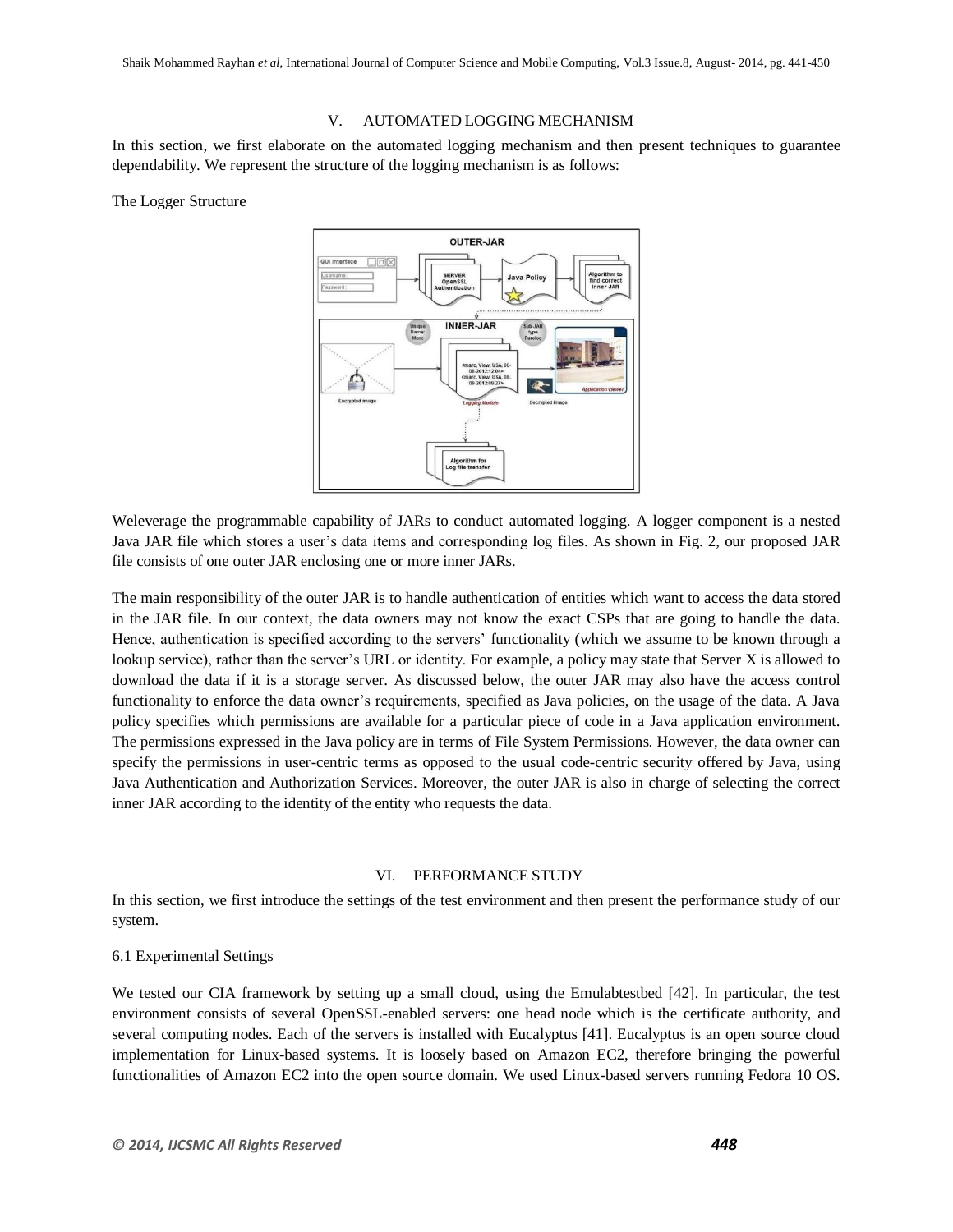## V. AUTOMATED LOGGING MECHANISM

In this section, we first elaborate on the automated logging mechanism and then present techniques to guarantee dependability. We represent the structure of the logging mechanism is as follows:

The Logger Structure

Weleverage the programmable capability of JARs to conduct automated logging. A logger component is a nested Java JAR file which stores a user's data items and corresponding log files. As shown in Fig. 2, our proposed JAR file consists of one outer JAR enclosing one or more inner JARs.

The main responsibility of the outer JAR is to handle authentication of entities which want to access the data stored in the JAR file. In our context, the data owners may not know the exact CSPs that are going to handle the data. Hence, authentication is specified according to the servers' functionality (which we assume to be known through a lookup service), rather than the server's URL or identity. For example, a policy may state that Server X is allowed to download the data if it is a storage server. As discussed below, the outer JAR may also have the access control functionality to enforce the data owner's requirements, specified as Java policies, on the usage of the data. A Java policy specifies which permissions are available for a particular piece of code in a Java application environment. The permissions expressed in the Java policy are in terms of File System Permissions. However, the data owner can specify the permissions in user-centric terms as opposed to the usual code-centric security offered by Java, using Java Authentication and Authorization Services. Moreover, the outer JAR is also in charge of selecting the correct inner JAR according to the identity of the entity who requests the data.

## VI. PERFORMANCE STUDY

In this section, we first introduce the settings of the test environment and then present the performance study of our system.

### 6.1 Experimental Settings

We tested our CIA framework by setting up a small cloud, using the Emulabtestbed [42]. In particular, the test environment consists of several OpenSSL-enabled servers: one head node which is the certificate authority, and several computing nodes. Each of the servers is installed with Eucalyptus [41]. Eucalyptus is an open source cloud implementation for Linux-based systems. It is loosely based on Amazon EC2, therefore bringing the powerful functionalities of Amazon EC2 into the open source domain. We used Linux-based servers running Fedora 10 OS.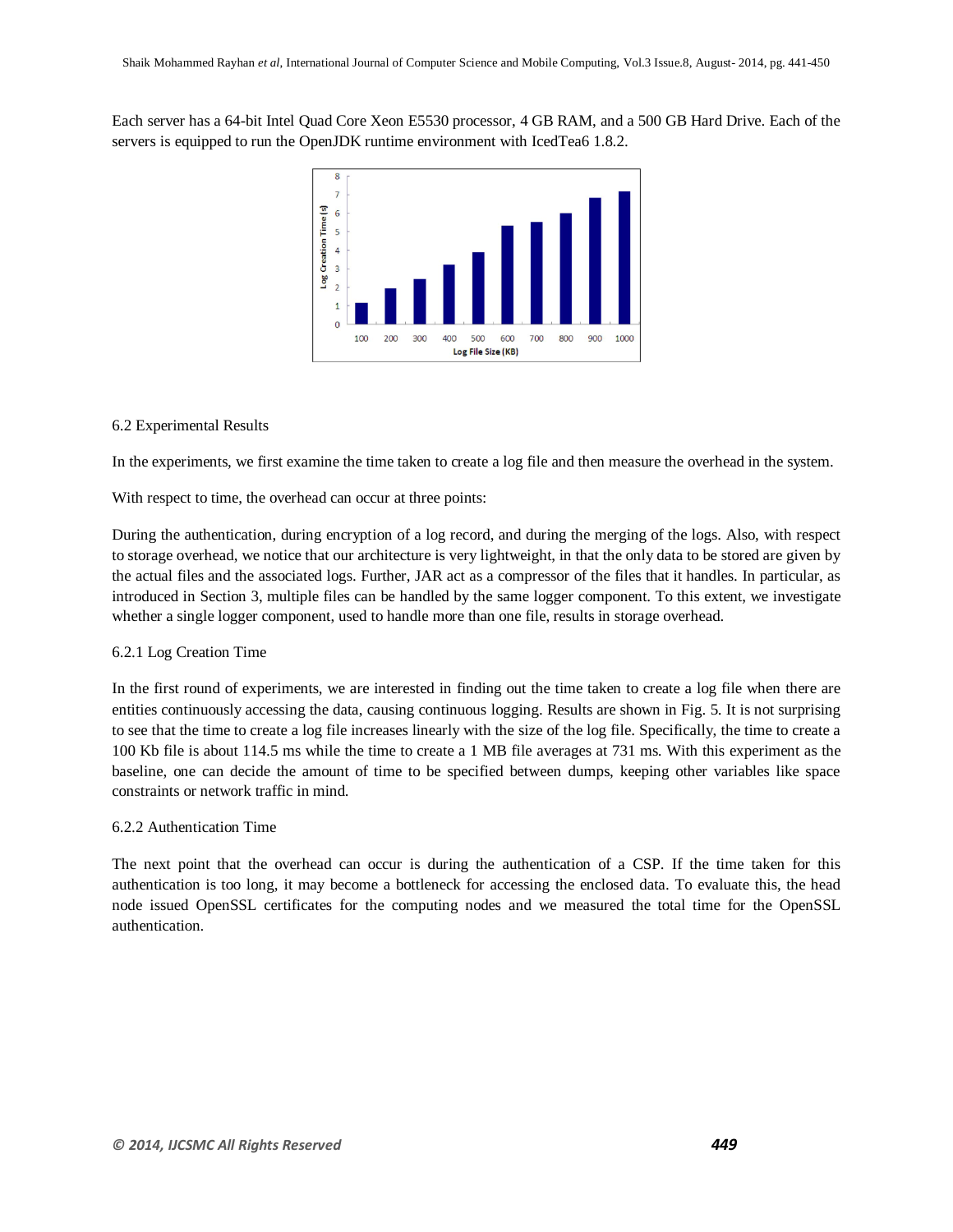Each server has a 64-bit Intel Quad Core Xeon E5530 processor, 4 GB RAM, and a 500 GB Hard Drive. Each of the servers is equipped to run the OpenJDK runtime environment with IcedTea6 1.8.2.

6.2 Experimental Results

In the experiments, we first examine the time taken to create a log file and then measure the overhead in the system.

With respect to time, the overhead can occur at three points:

During the authentication, during encryption of a log record, and during the merging of the logs. Also, with respect to storage overhead, we notice that our architecture is very lightweight, in that the only data to be stored are given by the actual files and the associated logs. Further, JAR act as a compressor of the files that it handles. In particular, as introduced in Section 3, multiple files can be handled by the same logger component. To this extent, we investigate whether a single logger component, used to handle more than one file, results in storage overhead.

6.2.1 Log Creation Time

In the first round of experiments, we are interested in finding out the time taken to create a log file when there are entities continuously accessing the data, causing continuous logging. Results are shown in Fig. 5. It is not surprising to see that the time to create a log file increases linearly with the size of the log file. Specifically, the time to create a 100 Kb file is about 114.5 ms while the time to create a 1 MB file averages at 731 ms. With this experiment as the baseline, one can decide the amount of time to be specified between dumps, keeping other variables like space constraints or network traffic in mind.

6.2.2 Authentication Time

The next point that the overhead can occur is during the authentication of a CSP. If the time taken for this authentication is too long, it may become a bottleneck for accessing the enclosed data. To evaluate this, the head node issued OpenSSL certificates for the computing nodes and we measured the total time for the OpenSSL authentication.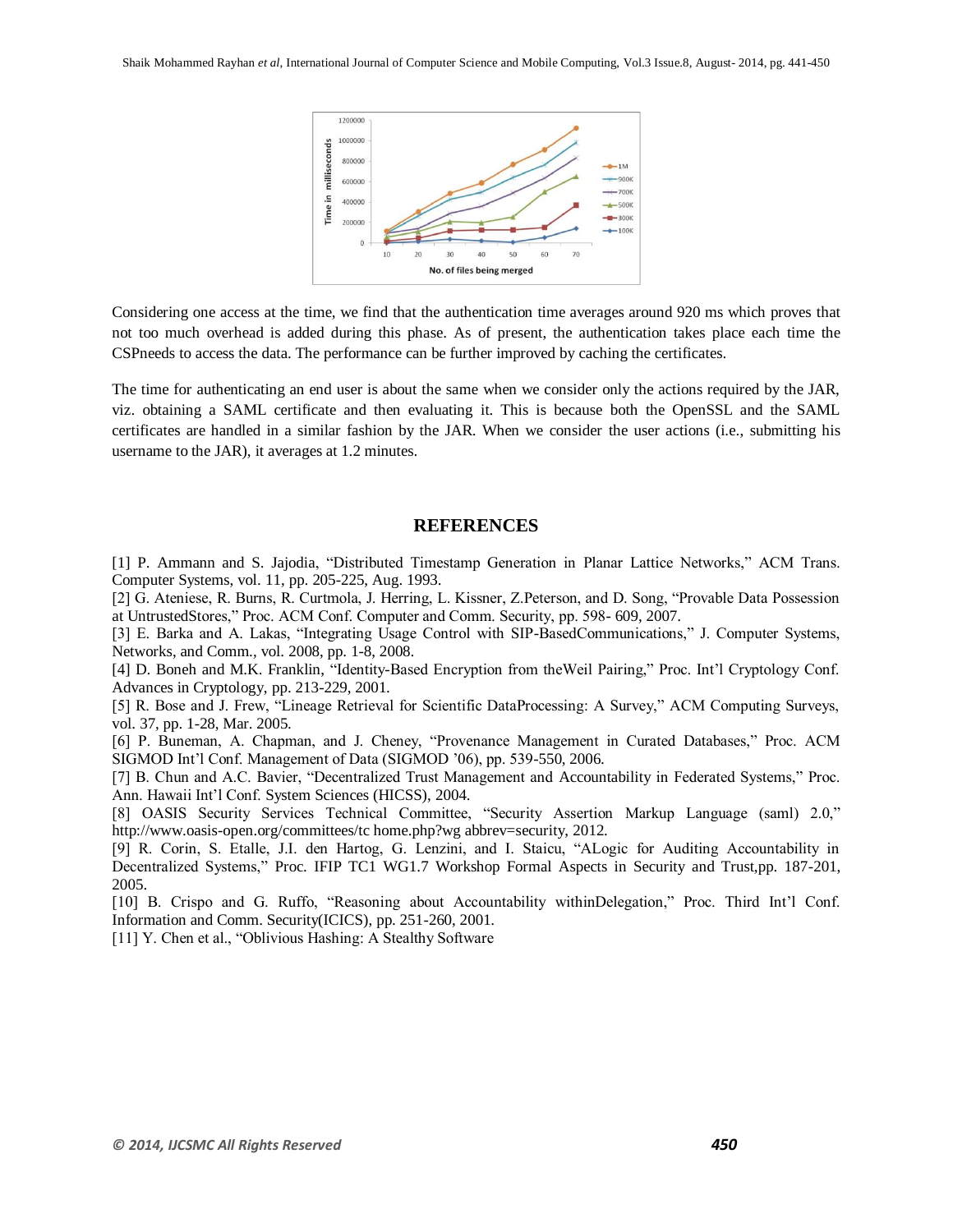1200000
1000000
800000
600000
400000
200000
0
Time in milliseconds
10 20 30 40 50 60 70
No. of files being merged
1M
900K
700K
500K
300K
100K

Considering one access at the time, we find that the authentication time averages around 920 ms which proves that not too much overhead is added during this phase. As of present, the authentication takes place each time the CSPneeds to access the data. The performance can be further improved by caching the certificates.

The time for authenticating an end user is about the same when we consider only the actions required by the JAR, viz. obtaining a SAML certificate and then evaluating it. This is because both the OpenSSL and the SAML certificates are handled in a similar fashion by the JAR. When we consider the user actions (i.e., submitting his username to the JAR), it averages at 1.2 minutes.

## REFERENCES

[1] P. Ammann and S. Jajodia, "Distributed Timestamp Generation in Planar Lattice Networks," ACM Trans. Computer Systems, vol. 11, pp. 205-225, Aug. 1993.
[2] G. Ateniese, R. Burns, R. Curtmola, J. Herring, L. Kissner, Z.Peterson, and D. Song, "Provable Data Possession at UntrustedStores," Proc. ACM Conf. Computer and Comm. Security, pp. 598- 609, 2007.
[3] E. Barka and A. Lakas, "Integrating Usage Control with SIP-BasedCommunications," J. Computer Systems, Networks, and Comm., vol. 2008, pp. 1-8, 2008.
[4] D. Boneh and M.K. Franklin, "Identity-Based Encryption from theWeil Pairing," Proc. Int'l Cryptology Conf. Advances in Cryptology, pp. 213-229, 2001.
[5] R. Bose and J. Frew, "Lineage Retrieval for Scientific DataProcessing: A Survey," ACM Computing Surveys, vol. 37, pp. 1-28, Mar. 2005.
[6] P. Buneman, A. Chapman, and J. Cheney, "Provenance Management in Curated Databases," Proc. ACM SIGMOD Int'l Conf. Management of Data (SIGMOD '06), pp. 539-550, 2006.
[7] B. Chun and A.C. Bavier, "Decentralized Trust Management and Accountability in Federated Systems," Proc. Ann. Hawaii Int'l Conf. System Sciences (HICSS), 2004.
[8] OASIS Security Services Technical Committee, "Security Assertion Markup Language (saml) 2.0," http://www.oasis-open.org/committees/tc home.php?wg abbrev=security, 2012.
[9] R. Corin, S. Etalle, J.I. den Hartog, G. Lenzini, and I. Staicu, "ALogic for Auditing Accountability in Decentralized Systems," Proc. IFIP TC1 WG1.7 Workshop Formal Aspects in Security and Trust,pp. 187-201, 2005.
[10] B. Crispo and G. Ruffo, "Reasoning about Accountability withinDelegation," Proc. Third Int'l Conf. Information and Comm. Security(ICICS), pp. 251-260, 2001.
[11] Y. Chen et al., "Oblivious Hashing: A Stealthy Software